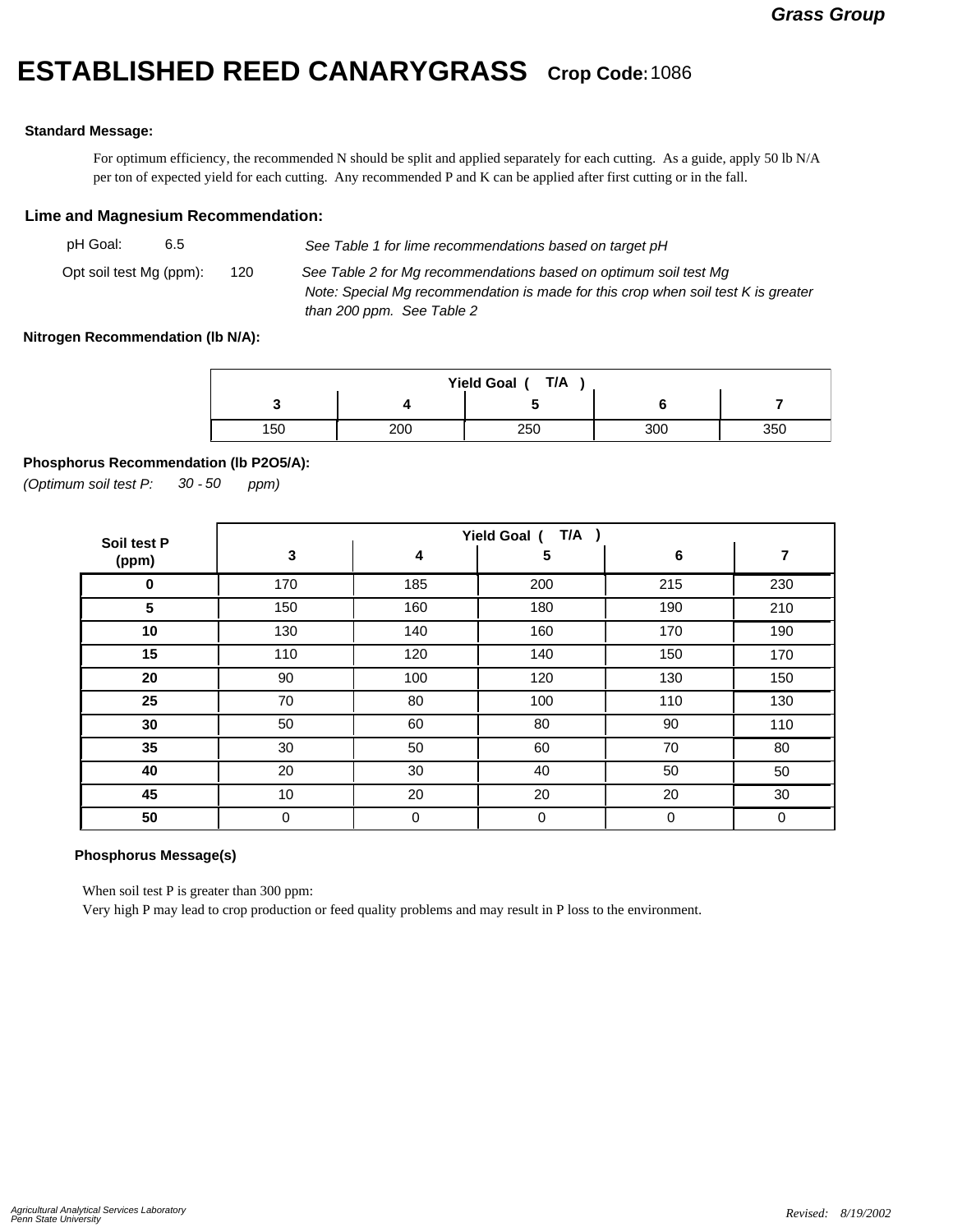Grass Group

# ESTABLISHED REED CANARYGRASS **Crop Code:** 1086

**Standard Message:**

For optimum efficiency, the recommended N should be split and applied separately for each cutting. As a guide, apply 50 lb N/A per ton of expected yield for each cutting. Any recommended P and K can be applied after first cutting or in the fall.

## Lime and Magnesium Recommendation:

pH Goal: 6.5 — *See Table 1 for lime recommendations based on target pH*

Opt soil test Mg (ppm): 120 — *See Table 2 for Mg recommendations based on optimum soil test Mg*
*Note: Special Mg recommendation is made for this crop when soil test K is greater than 200 ppm. See Table 2*

**Nitrogen Recommendation (lb N/A):**

| Yield Goal ( T/A ) | | | | |
|---|---|---|---|---|
| **3** | **4** | **5** | **6** | **7** |
| 150 | 200 | 250 | 300 | 350 |

**Phosphorus Recommendation (lb P2O5/A):**

*(Optimum soil test P: 30 - 50 ppm)*

| Soil test P (ppm) | Yield Goal ( T/A ) | | | | |
|---|---|---|---|---|---|
| | **3** | **4** | **5** | **6** | **7** |
| **0** | 170 | 185 | 200 | 215 | 230 |
| **5** | 150 | 160 | 180 | 190 | 210 |
| **10** | 130 | 140 | 160 | 170 | 190 |
| **15** | 110 | 120 | 140 | 150 | 170 |
| **20** | 90 | 100 | 120 | 130 | 150 |
| **25** | 70 | 80 | 100 | 110 | 130 |
| **30** | 50 | 60 | 80 | 90 | 110 |
| **35** | 30 | 50 | 60 | 70 | 80 |
| **40** | 20 | 30 | 40 | 50 | 50 |
| **45** | 10 | 20 | 20 | 20 | 30 |
| **50** | 0 | 0 | 0 | 0 | 0 |

**Phosphorus Message(s)**

When soil test P is greater than 300 ppm:
Very high P may lead to crop production or feed quality problems and may result in P loss to the environment.

*Agricultural Analytical Services Laboratory*
*Penn State University*

*Revised: 8/19/2002*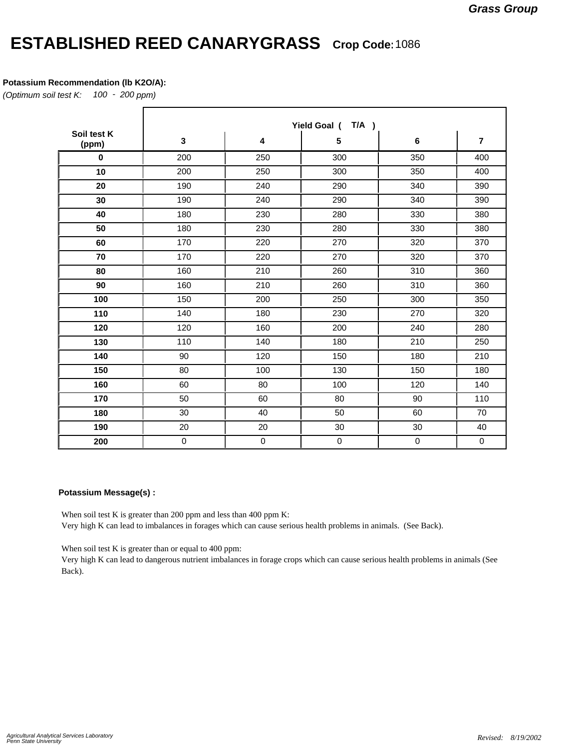*Grass Group*

# ESTABLISHED REED CANARYGRASS **Crop Code:** 1086

**Potassium Recommendation (lb K2O/A):**

*(Optimum soil test K: 100 - 200 ppm)*

| Soil test K (ppm) | Yield Goal ( T/A ) | | | | |
|---|---|---|---|---|---|
| | **3** | **4** | **5** | **6** | **7** |
| **0** | 200 | 250 | 300 | 350 | 400 |
| **10** | 200 | 250 | 300 | 350 | 400 |
| **20** | 190 | 240 | 290 | 340 | 390 |
| **30** | 190 | 240 | 290 | 340 | 390 |
| **40** | 180 | 230 | 280 | 330 | 380 |
| **50** | 180 | 230 | 280 | 330 | 380 |
| **60** | 170 | 220 | 270 | 320 | 370 |
| **70** | 170 | 220 | 270 | 320 | 370 |
| **80** | 160 | 210 | 260 | 310 | 360 |
| **90** | 160 | 210 | 260 | 310 | 360 |
| **100** | 150 | 200 | 250 | 300 | 350 |
| **110** | 140 | 180 | 230 | 270 | 320 |
| **120** | 120 | 160 | 200 | 240 | 280 |
| **130** | 110 | 140 | 180 | 210 | 250 |
| **140** | 90 | 120 | 150 | 180 | 210 |
| **150** | 80 | 100 | 130 | 150 | 180 |
| **160** | 60 | 80 | 100 | 120 | 140 |
| **170** | 50 | 60 | 80 | 90 | 110 |
| **180** | 30 | 40 | 50 | 60 | 70 |
| **190** | 20 | 20 | 30 | 30 | 40 |
| **200** | 0 | 0 | 0 | 0 | 0 |

**Potassium Message(s) :**

When soil test K is greater than 200 ppm and less than 400 ppm K:
Very high K can lead to imbalances in forages which can cause serious health problems in animals. (See Back).

When soil test K is greater than or equal to 400 ppm:
Very high K can lead to dangerous nutrient imbalances in forage crops which can cause serious health problems in animals (See Back).

*Agricultural Analytical Services Laboratory*
*Penn State University*

*Revised: 8/19/2002*